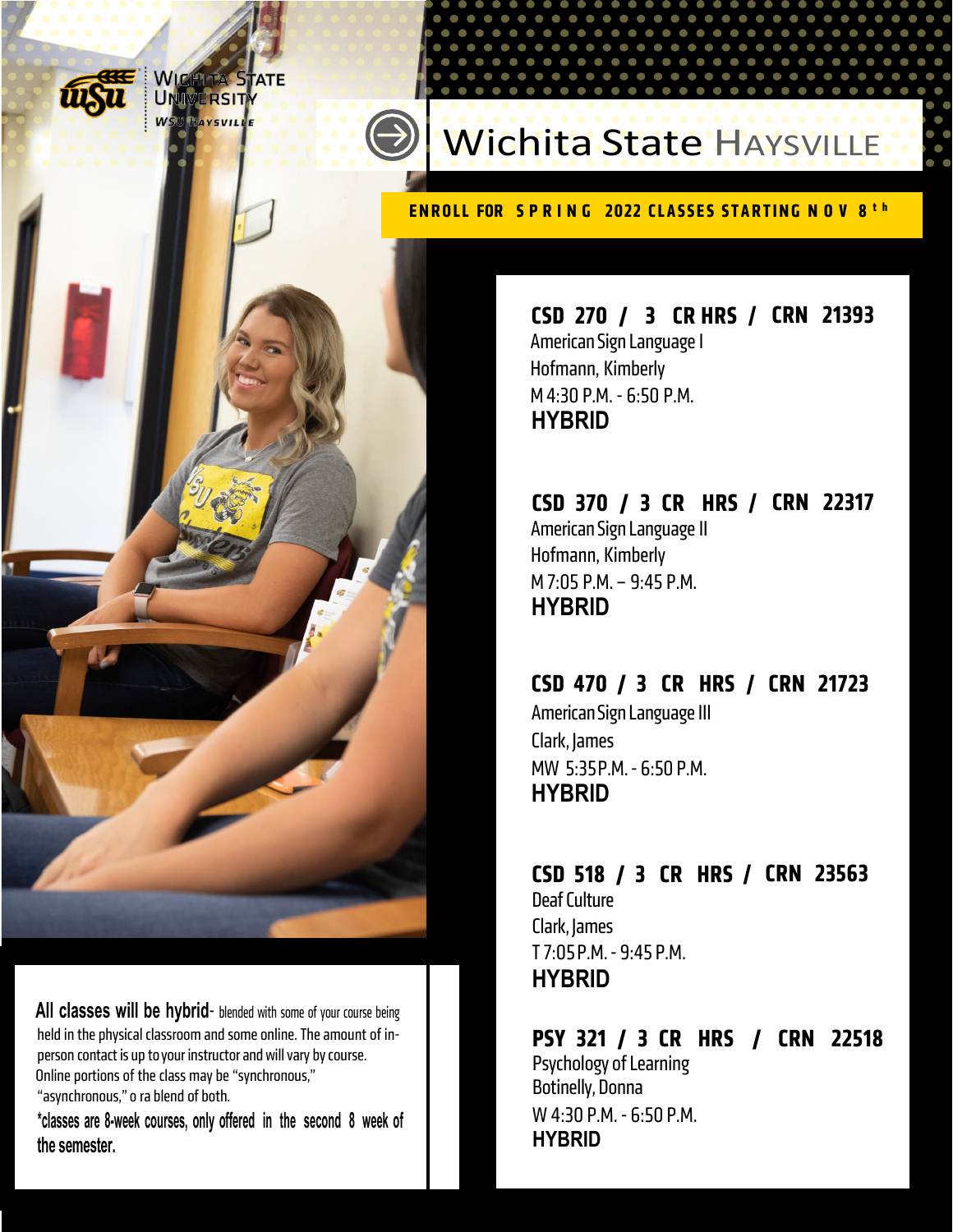Wichita State University
WSU Haysville

# Wichita State Haysville

**ENROLL FOR SPRING 2022 CLASSES STARTING NOV 8th**

### CSD 270 / 3 CR HRS / CRN 21393
American Sign Language I
Hofmann, Kimberly
M 4:30 P.M. - 6:50 P.M.
**HYBRID**

### CSD 370 / 3 CR HRS / CRN 22317
American Sign Language II
Hofmann, Kimberly
M 7:05 P.M. – 9:45 P.M.
**HYBRID**

### CSD 470 / 3 CR HRS / CRN 21723
American Sign Language III
Clark, James
MW 5:35P.M. - 6:50 P.M.
**HYBRID**

### CSD 518 / 3 CR HRS / CRN 23563
Deaf Culture
Clark, James
T 7:05P.M. - 9:45 P.M.
**HYBRID**

### PSY 321 / 3 CR HRS / CRN 22518
Psychology of Learning
Botinelly, Donna
W 4:30 P.M. - 6:50 P.M.
**HYBRID**

**All classes will be hybrid**- blended with some of your course being held in the physical classroom and some online. The amount of in-person contact is up to your instructor and will vary by course. Online portions of the class may be "synchronous," "asynchronous," o ra blend of both.

**\*classes are 8-week courses, only offered in the second 8 week of the semester.**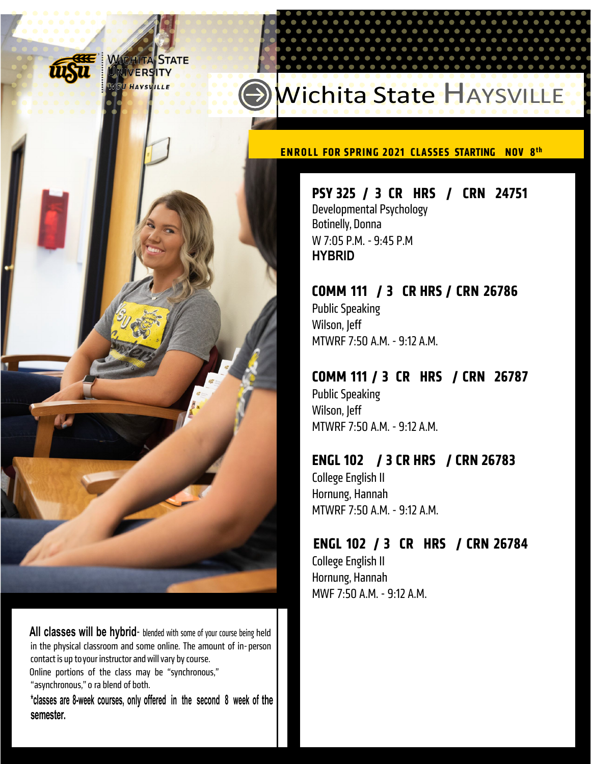Wichita State University
WSU Haysville

# Wichita State Haysville

**ENROLL FOR SPRING 2021 CLASSES STARTING NOV 8th**

### PSY 325 / 3 CR HRS / CRN 24751
Developmental Psychology
Botinelly, Donna
W 7:05 P.M. - 9:45 P.M
**HYBRID**

### COMM 111 / 3 CR HRS / CRN 26786
Public Speaking
Wilson, Jeff
MTWRF 7:50 A.M. - 9:12 A.M.

### COMM 111 / 3 CR HRS / CRN 26787
Public Speaking
Wilson, Jeff
MTWRF 7:50 A.M. - 9:12 A.M.

### ENGL 102 / 3 CR HRS / CRN 26783
College English II
Hornung, Hannah
MTWRF 7:50 A.M. - 9:12 A.M.

### ENGL 102 / 3 CR HRS / CRN 26784
College English II
Hornung, Hannah
MWF 7:50 A.M. - 9:12 A.M.

**All classes will be hybrid**- blended with some of your course being held in the physical classroom and some online. The amount of in-person contact is up to your instructor and will vary by course.
Online portions of the class may be "synchronous," "asynchronous," o ra blend of both.

*classes are 8-week courses, only offered in the second 8 week of the semester.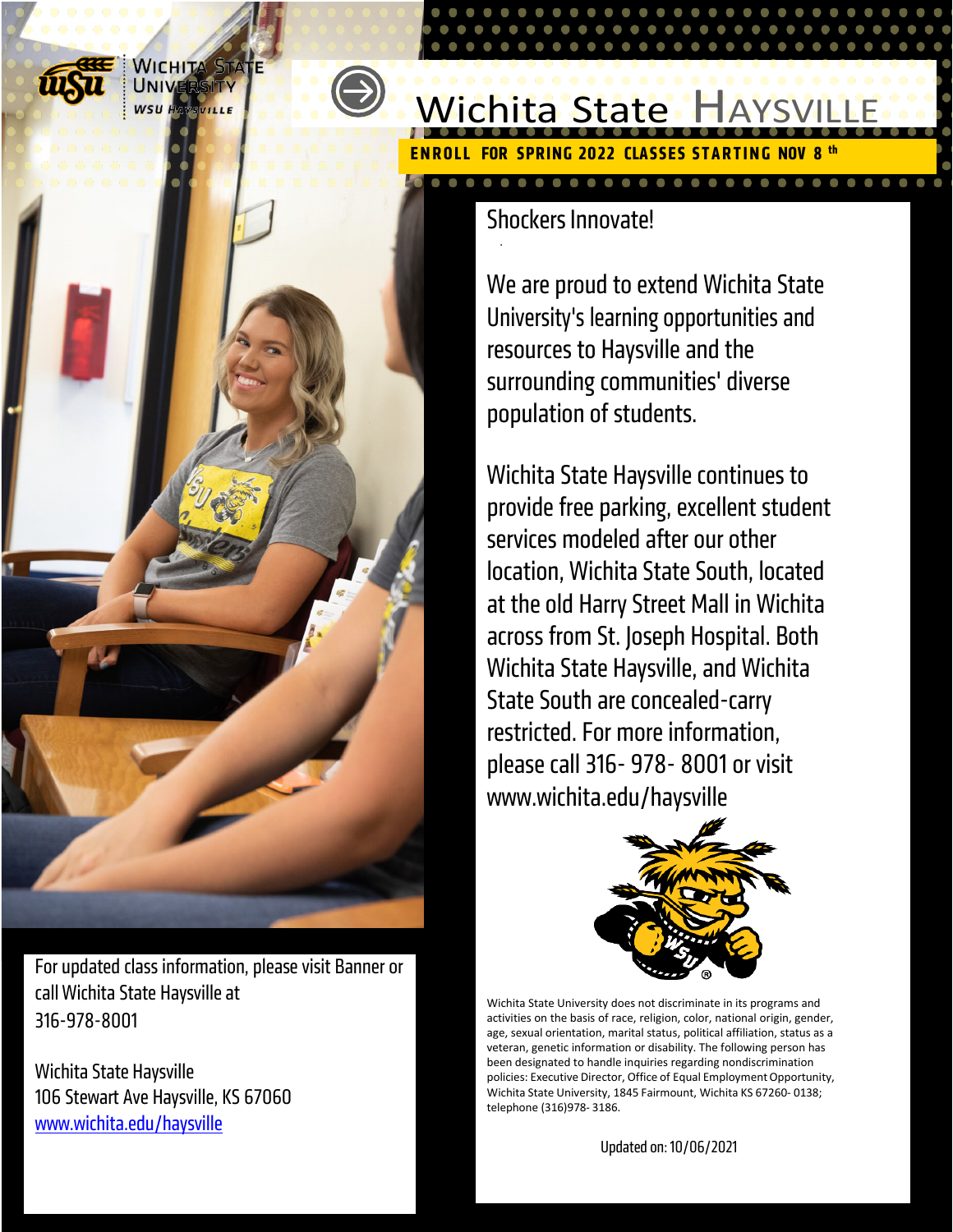# Wichita State HAYSVILLE

**ENROLL FOR SPRING 2022 CLASSES STARTING NOV 8th**

## Shockers Innovate!

We are proud to extend Wichita State University's learning opportunities and resources to Haysville and the surrounding communities' diverse population of students.

Wichita State Haysville continues to provide free parking, excellent student services modeled after our other location, Wichita State South, located at the old Harry Street Mall in Wichita across from St. Joseph Hospital. Both Wichita State Haysville, and Wichita State South are concealed-carry restricted. For more information, please call 316- 978- 8001 or visit www.wichita.edu/haysville

For updated class information, please visit Banner or call Wichita State Haysville at 316-978-8001

Wichita State Haysville
106 Stewart Ave Haysville, KS 67060
[www.wichita.edu/haysville](www.wichita.edu/haysville)

Wichita State University does not discriminate in its programs and activities on the basis of race, religion, color, national origin, gender, age, sexual orientation, marital status, political affiliation, status as a veteran, genetic information or disability. The following person has been designated to handle inquiries regarding nondiscrimination policies: Executive Director, Office of Equal Employment Opportunity, Wichita State University, 1845 Fairmount, Wichita KS 67260- 0138; telephone (316)978- 3186.

Updated on: 10/06/2021